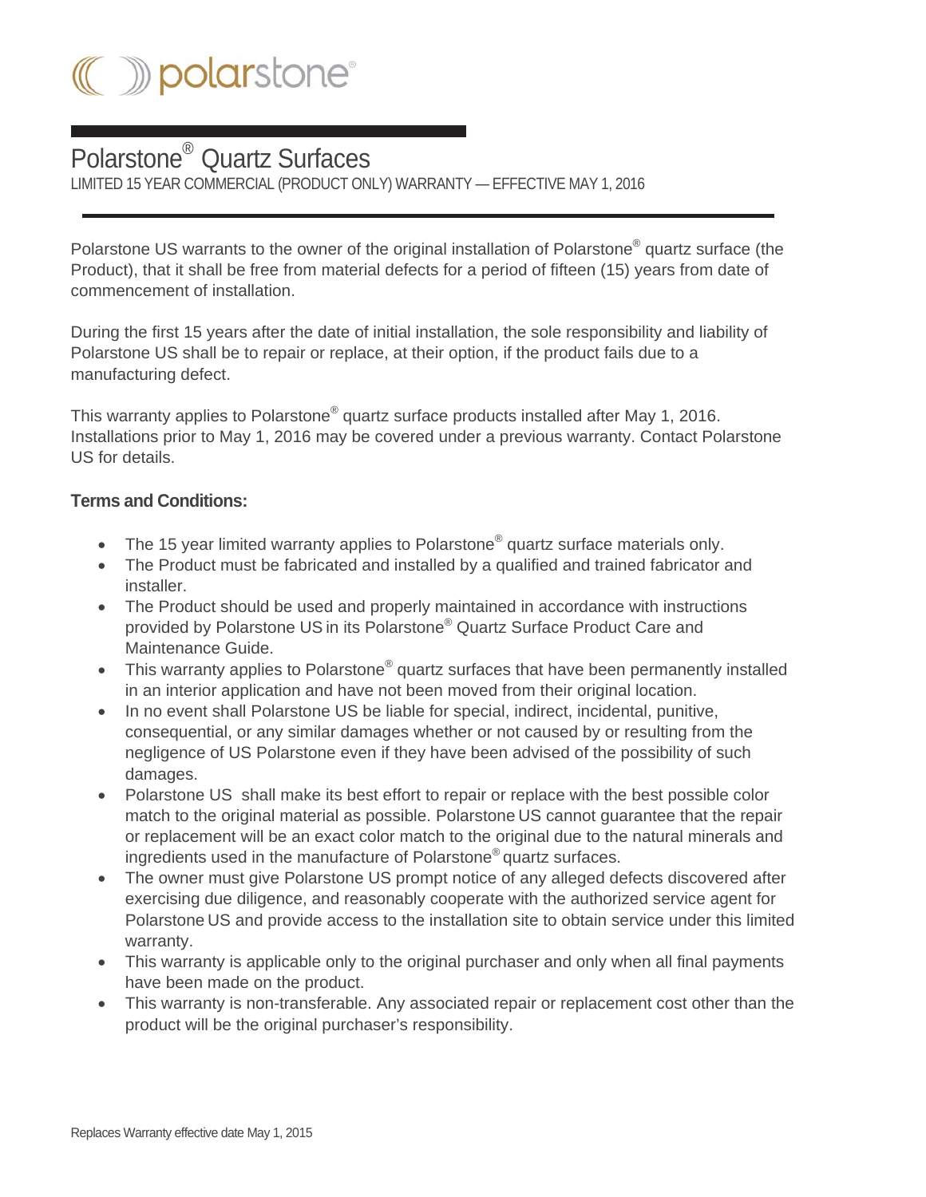polarstone®

# Polarstone® Quartz Surfaces

LIMITED 15 YEAR COMMERCIAL (PRODUCT ONLY) WARRANTY — EFFECTIVE MAY 1, 2016

Polarstone US warrants to the owner of the original installation of Polarstone® quartz surface (the Product), that it shall be free from material defects for a period of fifteen (15) years from date of commencement of installation.

During the first 15 years after the date of initial installation, the sole responsibility and liability of Polarstone US shall be to repair or replace, at their option, if the product fails due to a manufacturing defect.

This warranty applies to Polarstone® quartz surface products installed after May 1, 2016. Installations prior to May 1, 2016 may be covered under a previous warranty. Contact Polarstone US for details.

**Terms and Conditions:**

- The 15 year limited warranty applies to Polarstone® quartz surface materials only.
- The Product must be fabricated and installed by a qualified and trained fabricator and installer.
- The Product should be used and properly maintained in accordance with instructions provided by Polarstone US in its Polarstone® Quartz Surface Product Care and Maintenance Guide.
- This warranty applies to Polarstone® quartz surfaces that have been permanently installed in an interior application and have not been moved from their original location.
- In no event shall Polarstone US be liable for special, indirect, incidental, punitive, consequential, or any similar damages whether or not caused by or resulting from the negligence of US Polarstone even if they have been advised of the possibility of such damages.
- Polarstone US shall make its best effort to repair or replace with the best possible color match to the original material as possible. Polarstone US cannot guarantee that the repair or replacement will be an exact color match to the original due to the natural minerals and ingredients used in the manufacture of Polarstone® quartz surfaces.
- The owner must give Polarstone US prompt notice of any alleged defects discovered after exercising due diligence, and reasonably cooperate with the authorized service agent for Polarstone US and provide access to the installation site to obtain service under this limited warranty.
- This warranty is applicable only to the original purchaser and only when all final payments have been made on the product.
- This warranty is non-transferable. Any associated repair or replacement cost other than the product will be the original purchaser's responsibility.

Replaces Warranty effective date May 1, 2015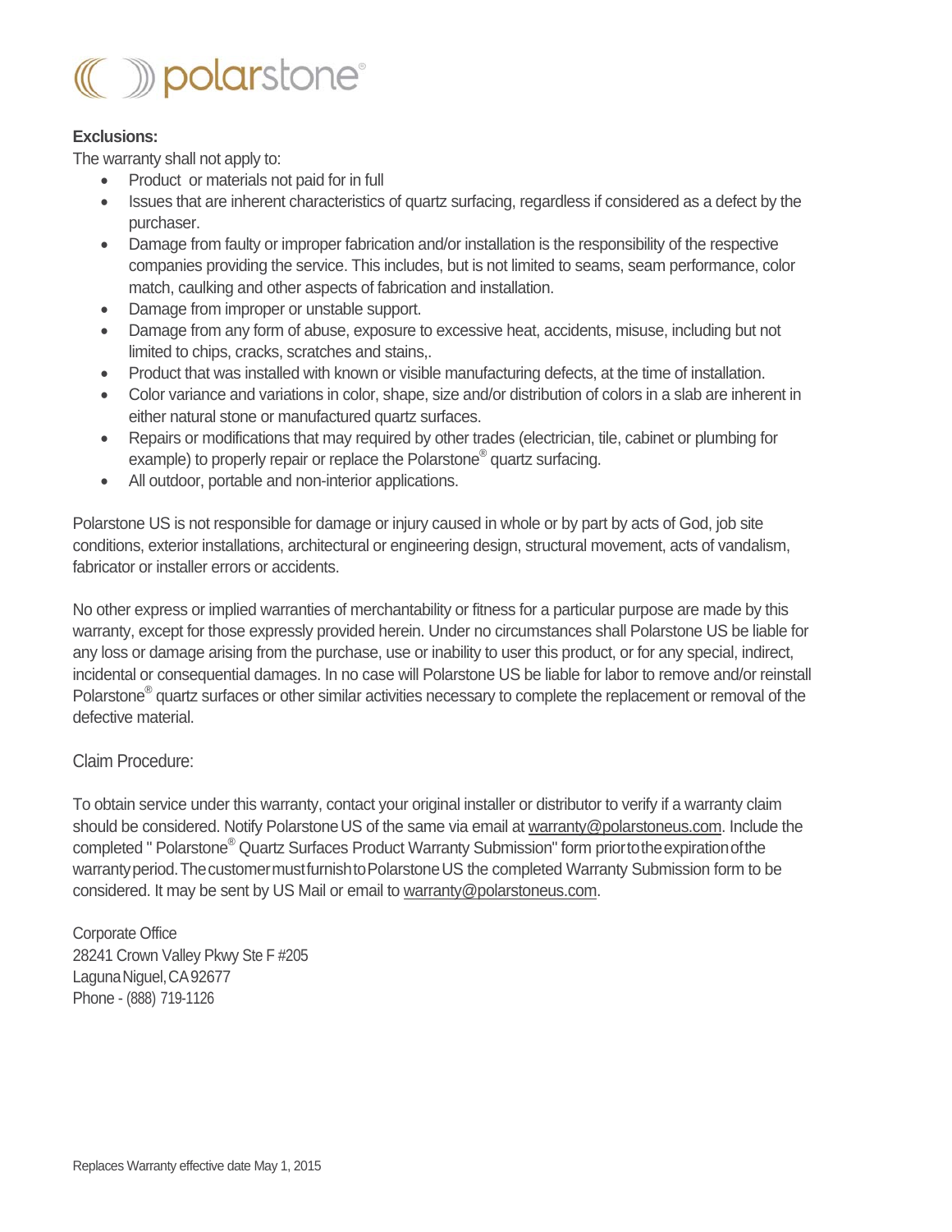**Exclusions:**

The warranty shall not apply to:

- Product or materials not paid for in full
- Issues that are inherent characteristics of quartz surfacing, regardless if considered as a defect by the purchaser.
- Damage from faulty or improper fabrication and/or installation is the responsibility of the respective companies providing the service. This includes, but is not limited to seams, seam performance, color match, caulking and other aspects of fabrication and installation.
- Damage from improper or unstable support.
- Damage from any form of abuse, exposure to excessive heat, accidents, misuse, including but not limited to chips, cracks, scratches and stains,.
- Product that was installed with known or visible manufacturing defects, at the time of installation.
- Color variance and variations in color, shape, size and/or distribution of colors in a slab are inherent in either natural stone or manufactured quartz surfaces.
- Repairs or modifications that may required by other trades (electrician, tile, cabinet or plumbing for example) to properly repair or replace the Polarstone® quartz surfacing.
- All outdoor, portable and non-interior applications.

Polarstone US is not responsible for damage or injury caused in whole or by part by acts of God, job site conditions, exterior installations, architectural or engineering design, structural movement, acts of vandalism, fabricator or installer errors or accidents.

No other express or implied warranties of merchantability or fitness for a particular purpose are made by this warranty, except for those expressly provided herein. Under no circumstances shall Polarstone US be liable for any loss or damage arising from the purchase, use or inability to user this product, or for any special, indirect, incidental or consequential damages. In no case will Polarstone US be liable for labor to remove and/or reinstall Polarstone® quartz surfaces or other similar activities necessary to complete the replacement or removal of the defective material.

Claim Procedure:

To obtain service under this warranty, contact your original installer or distributor to verify if a warranty claim should be considered. Notify Polarstone US of the same via email at warranty@polarstoneus.com. Include the completed " Polarstone® Quartz Surfaces Product Warranty Submission" form prior to the expiration of the warranty period. The customer must furnish to Polarstone US the completed Warranty Submission form to be considered. It may be sent by US Mail or email to warranty@polarstoneus.com.

Corporate Office
28241 Crown Valley Pkwy Ste F #205
Laguna Niguel, CA 92677
Phone - (888) 719-1126

Replaces Warranty effective date May 1, 2015